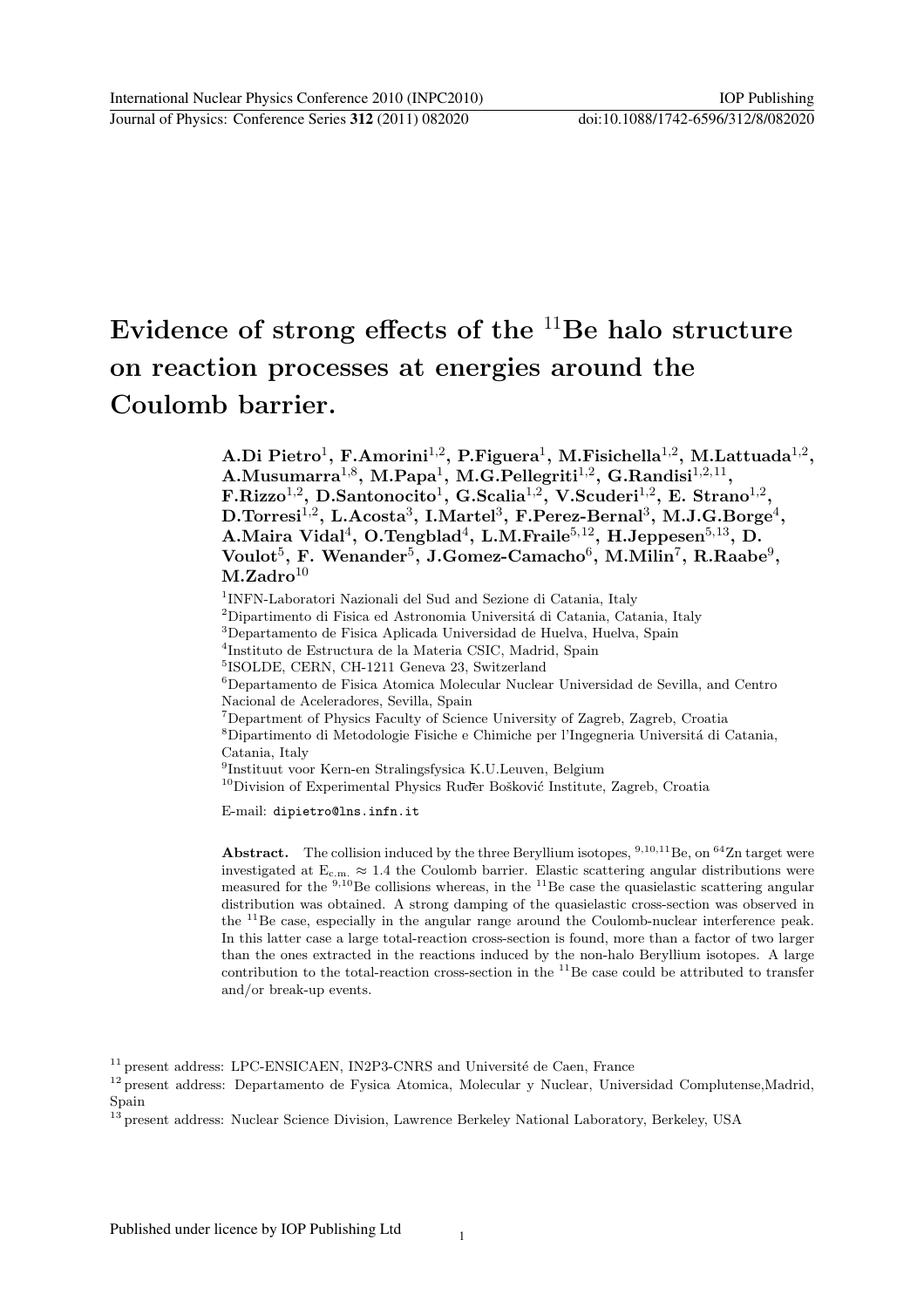# Evidence of strong effects of the $^{11}$Be halo structure on reaction processes at energies around the Coulomb barrier.

**A.Di Pietro[1], F.Amorini[1,2], P.Figuera[1], M.Fisichella[1,2], M.Lattuada[1,2], A.Musumarra[1,8], M.Papa[1], M.G.Pellegriti[1,2], G.Randisi[1,2,11], F.Rizzo[1,2], D.Santonocito[1], G.Scalia[1,2], V.Scuderi[1,2], E. Strano[1,2], D.Torresi[1,2], L.Acosta[3], I.Martel[3], F.Perez-Bernal[3], M.J.G.Borge[4], A.Maira Vidal[4], O.Tengblad[4], L.M.Fraile[5,12], H.Jeppesen[5,13], D. Voulot[5], F. Wenander[5], J.Gomez-Camacho[6], M.Milin[7], R.Raabe[9], M.Zadro[10]**

[1]INFN-Laboratori Nazionali del Sud and Sezione di Catania, Italy
[2]Dipartimento di Fisica ed Astronomia Universitá di Catania, Catania, Italy
[3]Departamento de Fisica Aplicada Universidad de Huelva, Huelva, Spain
[4]Instituto de Estructura de la Materia CSIC, Madrid, Spain
[5]ISOLDE, CERN, CH-1211 Geneva 23, Switzerland
[6]Departamento de Fisica Atomica Molecular Nuclear Universidad de Sevilla, and Centro Nacional de Aceleradores, Sevilla, Spain
[7]Department of Physics Faculty of Science University of Zagreb, Zagreb, Croatia
[8]Dipartimento di Metodologie Fisiche e Chimiche per l'Ingegneria Universitá di Catania, Catania, Italy
[9]Instituut voor Kern-en Stralingsfysica K.U.Leuven, Belgium
[10]Division of Experimental Physics Ruđer Bošković Institute, Zagreb, Croatia

E-mail: dipietro@lns.infn.it

**Abstract.** The collision induced by the three Beryllium isotopes, $^{9,10,11}$Be, on $^{64}$Zn target were investigated at $E_{c.m.} \approx 1.4$ the Coulomb barrier. Elastic scattering angular distributions were measured for the $^{9,10}$Be collisions whereas, in the $^{11}$Be case the quasielastic scattering angular distribution was obtained. A strong damping of the quasielastic cross-section was observed in the $^{11}$Be case, especially in the angular range around the Coulomb-nuclear interference peak. In this latter case a large total-reaction cross-section is found, more than a factor of two larger than the ones extracted in the reactions induced by the non-halo Beryllium isotopes. A large contribution to the total-reaction cross-section in the $^{11}$Be case could be attributed to transfer and/or break-up events.

[11] present address: LPC-ENSICAEN, IN2P3-CNRS and Université de Caen, France
[12] present address: Departamento de Fysica Atomica, Molecular y Nuclear, Universidad Complutense,Madrid, Spain
[13] present address: Nuclear Science Division, Lawrence Berkeley National Laboratory, Berkeley, USA

Published under licence by IOP Publishing Ltd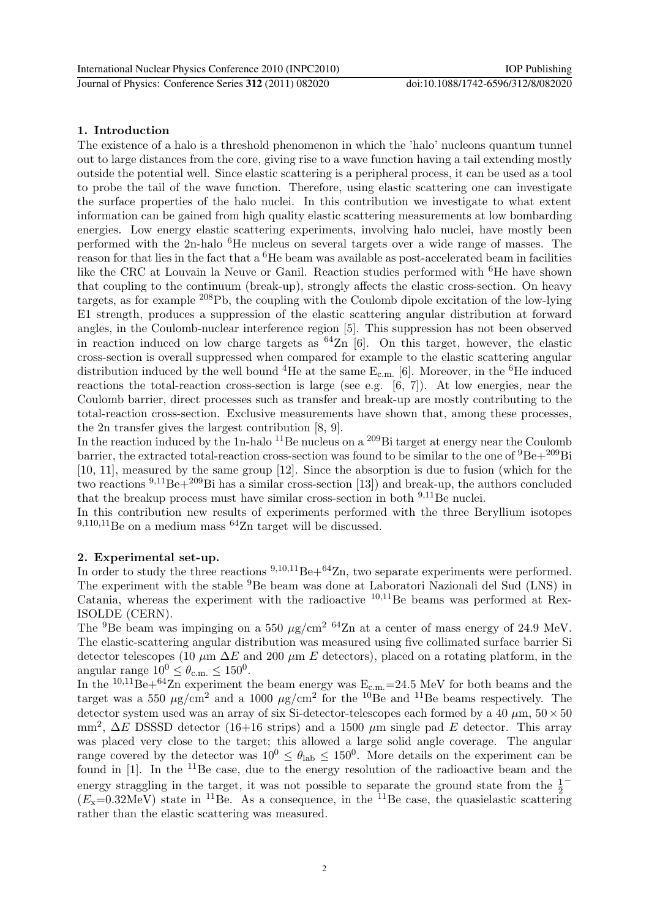## 1. Introduction

The existence of a halo is a threshold phenomenon in which the 'halo' nucleons quantum tunnel out to large distances from the core, giving rise to a wave function having a tail extending mostly outside the potential well. Since elastic scattering is a peripheral process, it can be used as a tool to probe the tail of the wave function. Therefore, using elastic scattering one can investigate the surface properties of the halo nuclei. In this contribution we investigate to what extent information can be gained from high quality elastic scattering measurements at low bombarding energies. Low energy elastic scattering experiments, involving halo nuclei, have mostly been performed with the 2n-halo $^{6}$He nucleus on several targets over a wide range of masses. The reason for that lies in the fact that a $^{6}$He beam was available as post-accelerated beam in facilities like the CRC at Louvain la Neuve or Ganil. Reaction studies performed with $^{6}$He have shown that coupling to the continuum (break-up), strongly affects the elastic cross-section. On heavy targets, as for example $^{208}$Pb, the coupling with the Coulomb dipole excitation of the low-lying E1 strength, produces a suppression of the elastic scattering angular distribution at forward angles, in the Coulomb-nuclear interference region [5]. This suppression has not been observed in reaction induced on low charge targets as $^{64}$Zn [6]. On this target, however, the elastic cross-section is overall suppressed when compared for example to the elastic scattering angular distribution induced by the well bound $^{4}$He at the same $E_{c.m.}$ [6]. Moreover, in the $^{6}$He induced reactions the total-reaction cross-section is large (see e.g. [6, 7]). At low energies, near the Coulomb barrier, direct processes such as transfer and break-up are mostly contributing to the total-reaction cross-section. Exclusive measurements have shown that, among these processes, the 2n transfer gives the largest contribution [8, 9].

In the reaction induced by the 1n-halo $^{11}$Be nucleus on a $^{209}$Bi target at energy near the Coulomb barrier, the extracted total-reaction cross-section was found to be similar to the one of $^{9}$Be+$^{209}$Bi [10, 11], measured by the same group [12]. Since the absorption is due to fusion (which for the two reactions $^{9,11}$Be+$^{209}$Bi has a similar cross-section [13]) and break-up, the authors concluded that the breakup process must have similar cross-section in both $^{9,11}$Be nuclei.

In this contribution new results of experiments performed with the three Beryllium isotopes $^{9,110,11}$Be on a medium mass $^{64}$Zn target will be discussed.

## 2. Experimental set-up.

In order to study the three reactions $^{9,10,11}$Be+$^{64}$Zn, two separate experiments were performed. The experiment with the stable $^{9}$Be beam was done at Laboratori Nazionali del Sud (LNS) in Catania, whereas the experiment with the radioactive $^{10,11}$Be beams was performed at Rex-ISOLDE (CERN).

The $^{9}$Be beam was impinging on a 550 $\mu$g/cm$^{2}$ $^{64}$Zn at a center of mass energy of 24.9 MeV. The elastic-scattering angular distribution was measured using five collimated surface barrier Si detector telescopes (10 $\mu$m $\Delta E$ and 200 $\mu$m $E$ detectors), placed on a rotating platform, in the angular range $10^{0} \leq \theta_{\rm c.m.} \leq 150^{0}$.

In the $^{10,11}$Be+$^{64}$Zn experiment the beam energy was $E_{c.m.}$=24.5 MeV for both beams and the target was a 550 $\mu$g/cm$^{2}$ and a 1000 $\mu$g/cm$^{2}$ for the $^{10}$Be and $^{11}$Be beams respectively. The detector system used was an array of six Si-detector-telescopes each formed by a 40 $\mu$m, $50 \times 50$ mm$^{2}$, $\Delta E$ DSSSD detector (16+16 strips) and a 1500 $\mu$m single pad $E$ detector. This array was placed very close to the target; this allowed a large solid angle coverage. The angular range covered by the detector was $10^{0} \leq \theta_{\rm lab} \leq 150^{0}$. More details on the experiment can be found in [1]. In the $^{11}$Be case, due to the energy resolution of the radioactive beam and the energy straggling in the target, it was not possible to separate the ground state from the $\frac{1}{2}^{-}$ ($E_{x}$=0.32MeV) state in $^{11}$Be. As a consequence, in the $^{11}$Be case, the quasielastic scattering rather than the elastic scattering was measured.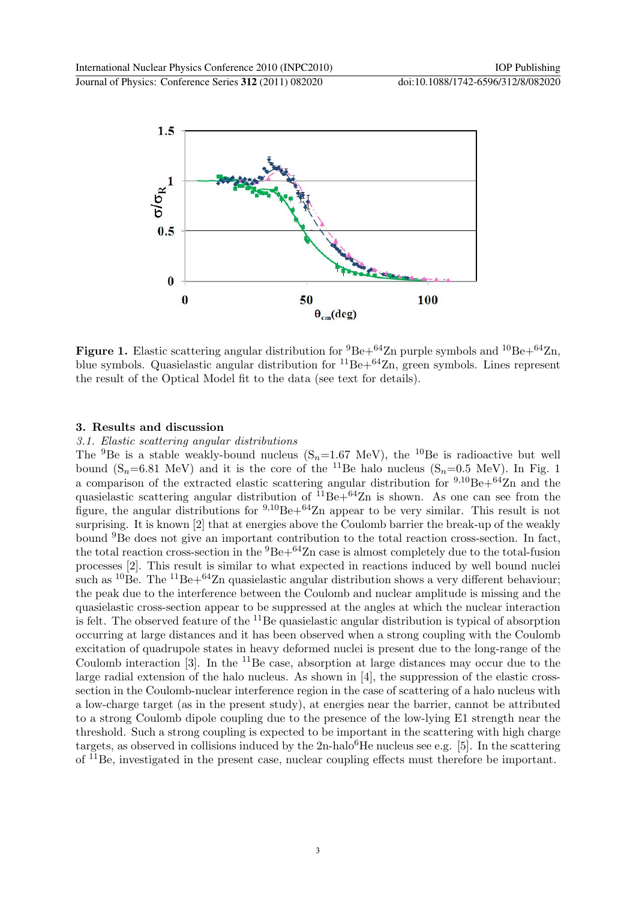**Figure 1.** Elastic scattering angular distribution for $^9$Be+$^{64}$Zn purple symbols and $^{10}$Be+$^{64}$Zn, blue symbols. Quasielastic angular distribution for $^{11}$Be+$^{64}$Zn, green symbols. Lines represent the result of the Optical Model fit to the data (see text for details).

## 3. Results and discussion

### *3.1. Elastic scattering angular distributions*

The $^9$Be is a stable weakly-bound nucleus ($S_n$=1.67 MeV), the $^{10}$Be is radioactive but well bound ($S_n$=6.81 MeV) and it is the core of the $^{11}$Be halo nucleus ($S_n$=0.5 MeV). In Fig. 1 a comparison of the extracted elastic scattering angular distribution for $^{9,10}$Be+$^{64}$Zn and the quasielastic scattering angular distribution of $^{11}$Be+$^{64}$Zn is shown. As one can see from the figure, the angular distributions for $^{9,10}$Be+$^{64}$Zn appear to be very similar. This result is not surprising. It is known [2] that at energies above the Coulomb barrier the break-up of the weakly bound $^9$Be does not give an important contribution to the total reaction cross-section. In fact, the total reaction cross-section in the $^9$Be+$^{64}$Zn case is almost completely due to the total-fusion processes [2]. This result is similar to what expected in reactions induced by well bound nuclei such as $^{10}$Be. The $^{11}$Be+$^{64}$Zn quasielastic angular distribution shows a very different behaviour; the peak due to the interference between the Coulomb and nuclear amplitude is missing and the quasielastic cross-section appear to be suppressed at the angles at which the nuclear interaction is felt. The observed feature of the $^{11}$Be quasielastic angular distribution is typical of absorption occurring at large distances and it has been observed when a strong coupling with the Coulomb excitation of quadrupole states in heavy deformed nuclei is present due to the long-range of the Coulomb interaction [3]. In the $^{11}$Be case, absorption at large distances may occur due to the large radial extension of the halo nucleus. As shown in [4], the suppression of the elastic cross-section in the Coulomb-nuclear interference region in the case of scattering of a halo nucleus with a low-charge target (as in the present study), at energies near the barrier, cannot be attributed to a strong Coulomb dipole coupling due to the presence of the low-lying E1 strength near the threshold. Such a strong coupling is expected to be important in the scattering with high charge targets, as observed in collisions induced by the 2n-halo$^6$He nucleus see e.g. [5]. In the scattering of $^{11}$Be, investigated in the present case, nuclear coupling effects must therefore be important.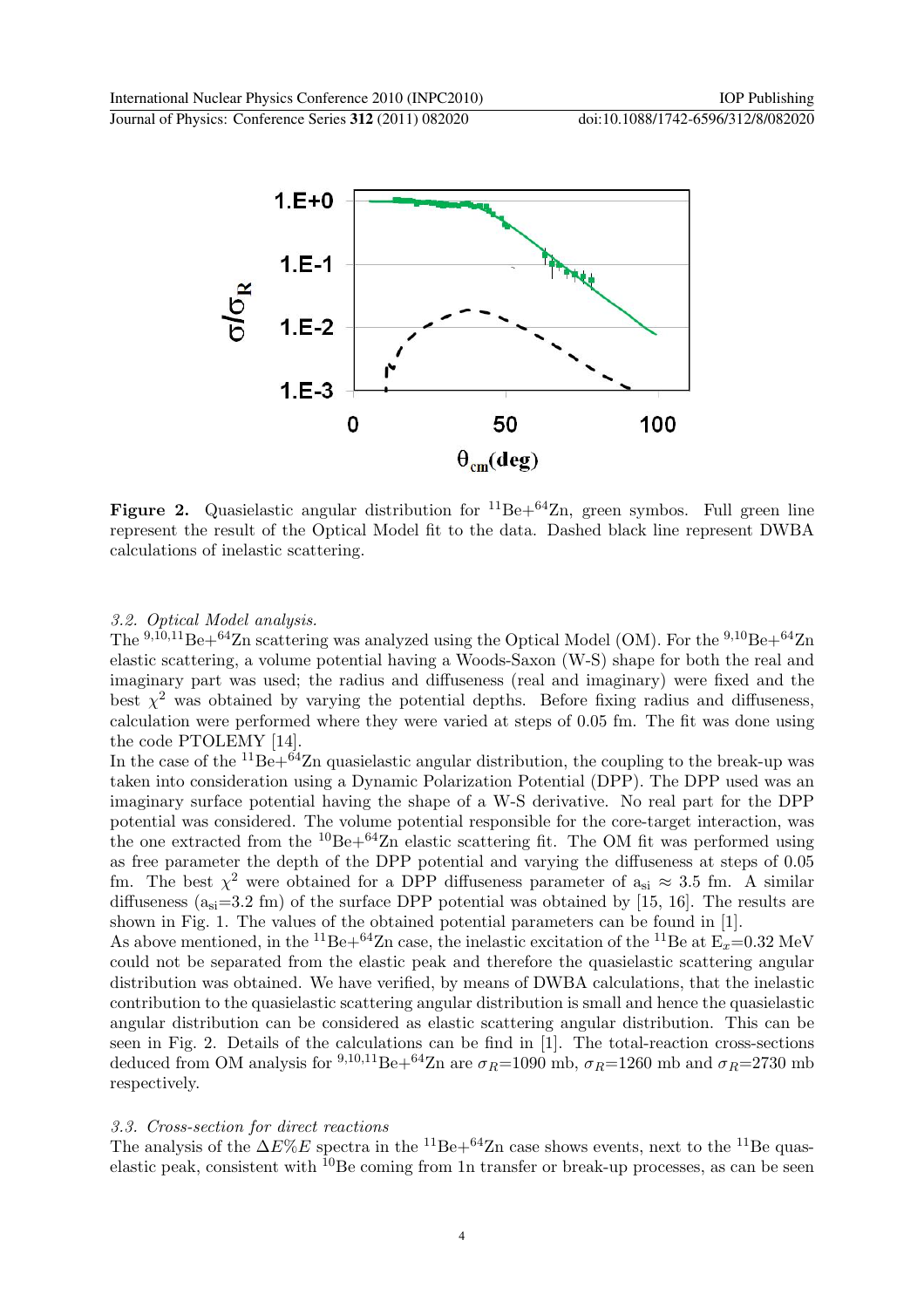**Figure 2.** Quasielastic angular distribution for $^{11}$Be+$^{64}$Zn, green symbos. Full green line represent the result of the Optical Model fit to the data. Dashed black line represent DWBA calculations of inelastic scattering.

### *3.2. Optical Model analysis.*

The $^{9,10,11}$Be+$^{64}$Zn scattering was analyzed using the Optical Model (OM). For the $^{9,10}$Be+$^{64}$Zn elastic scattering, a volume potential having a Woods-Saxon (W-S) shape for both the real and imaginary part was used; the radius and diffuseness (real and imaginary) were fixed and the best $\chi^2$ was obtained by varying the potential depths. Before fixing radius and diffuseness, calculation were performed where they were varied at steps of 0.05 fm. The fit was done using the code PTOLEMY [14].

In the case of the $^{11}$Be+$^{64}$Zn quasielastic angular distribution, the coupling to the break-up was taken into consideration using a Dynamic Polarization Potential (DPP). The DPP used was an imaginary surface potential having the shape of a W-S derivative. No real part for the DPP potential was considered. The volume potential responsible for the core-target interaction, was the one extracted from the $^{10}$Be+$^{64}$Zn elastic scattering fit. The OM fit was performed using as free parameter the depth of the DPP potential and varying the diffuseness at steps of 0.05 fm. The best $\chi^2$ were obtained for a DPP diffuseness parameter of $a_{si} \approx 3.5$ fm. A similar diffuseness ($a_{si}$=3.2 fm) of the surface DPP potential was obtained by [15, 16]. The results are shown in Fig. 1. The values of the obtained potential parameters can be found in [1].

As above mentioned, in the $^{11}$Be+$^{64}$Zn case, the inelastic excitation of the $^{11}$Be at $E_x$=0.32 MeV could not be separated from the elastic peak and therefore the quasielastic scattering angular distribution was obtained. We have verified, by means of DWBA calculations, that the inelastic contribution to the quasielastic scattering angular distribution is small and hence the quasielastic angular distribution can be considered as elastic scattering angular distribution. This can be seen in Fig. 2. Details of the calculations can be find in [1]. The total-reaction cross-sections deduced from OM analysis for $^{9,10,11}$Be+$^{64}$Zn are $\sigma_R$=1090 mb, $\sigma_R$=1260 mb and $\sigma_R$=2730 mb respectively.

### *3.3. Cross-section for direct reactions*

The analysis of the $\Delta E\%E$ spectra in the $^{11}$Be+$^{64}$Zn case shows events, next to the $^{11}$Be quas-elastic peak, consistent with $^{10}$Be coming from 1n transfer or break-up processes, as can be seen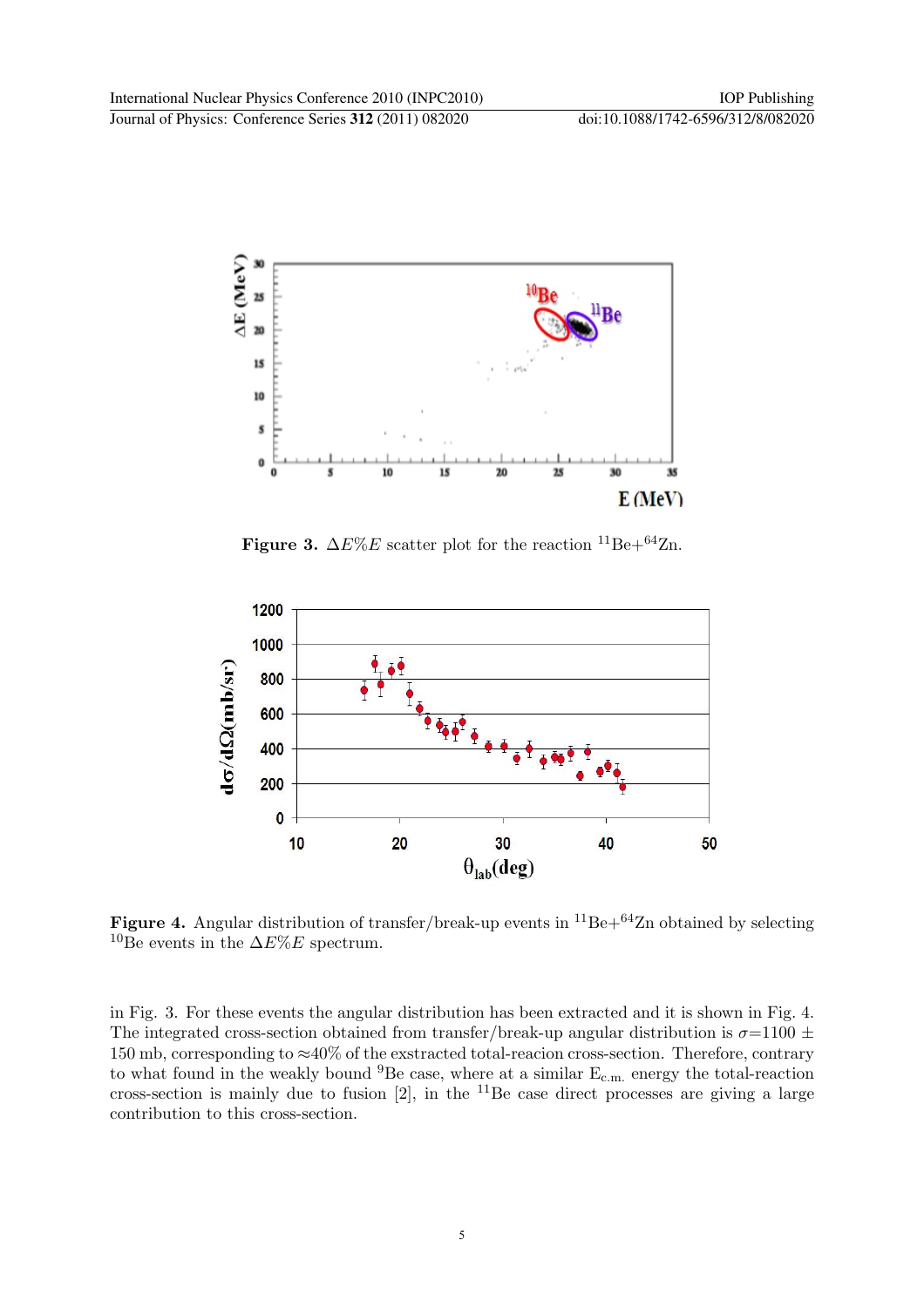**Figure 3.** $\Delta E\%E$ scatter plot for the reaction $^{11}$Be+$^{64}$Zn.

**Figure 4.** Angular distribution of transfer/break-up events in $^{11}$Be+$^{64}$Zn obtained by selecting $^{10}$Be events in the $\Delta E\%E$ spectrum.

in Fig. 3. For these events the angular distribution has been extracted and it is shown in Fig. 4. The integrated cross-section obtained from transfer/break-up angular distribution is $\sigma$=1100 ± 150 mb, corresponding to ≈40% of the exstracted total-reacion cross-section. Therefore, contrary to what found in the weakly bound $^{9}$Be case, where at a similar $E_{c.m.}$ energy the total-reaction cross-section is mainly due to fusion [2], in the $^{11}$Be case direct processes are giving a large contribution to this cross-section.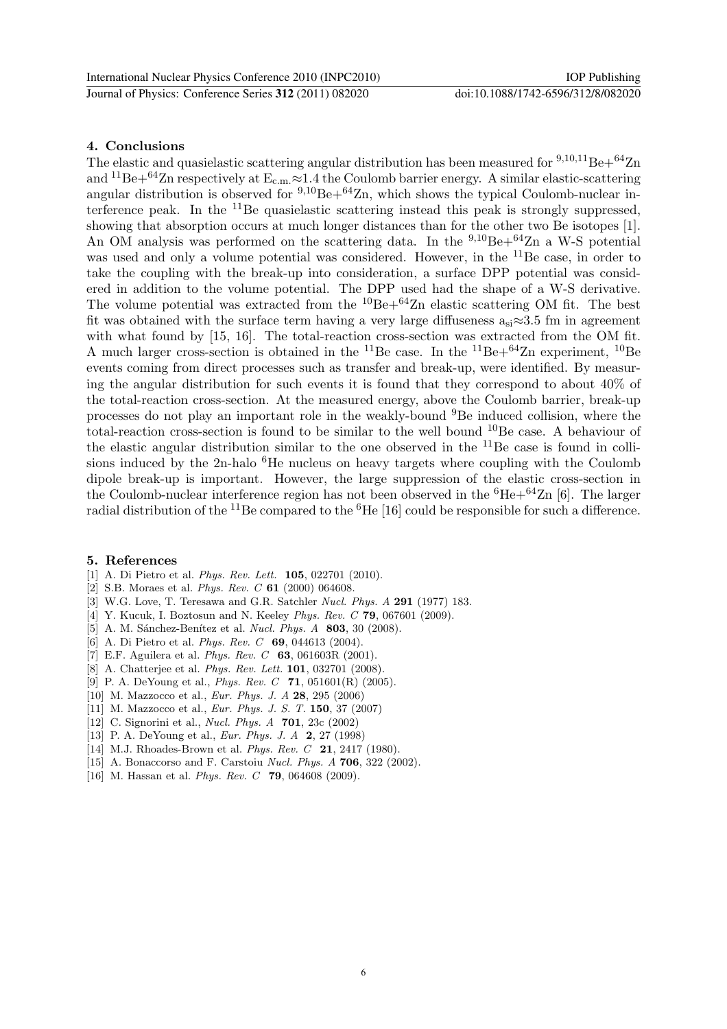## 4. Conclusions

The elastic and quasielastic scattering angular distribution has been measured for $^{9,10,11}$Be+$^{64}$Zn and $^{11}$Be+$^{64}$Zn respectively at $E_{c.m.} \approx 1.4$ the Coulomb barrier energy. A similar elastic-scattering angular distribution is observed for $^{9,10}$Be+$^{64}$Zn, which shows the typical Coulomb-nuclear interference peak. In the $^{11}$Be quasielastic scattering instead this peak is strongly suppressed, showing that absorption occurs at much longer distances than for the other two Be isotopes [1]. An OM analysis was performed on the scattering data. In the $^{9,10}$Be+$^{64}$Zn a W-S potential was used and only a volume potential was considered. However, in the $^{11}$Be case, in order to take the coupling with the break-up into consideration, a surface DPP potential was considered in addition to the volume potential. The DPP used had the shape of a W-S derivative. The volume potential was extracted from the $^{10}$Be+$^{64}$Zn elastic scattering OM fit. The best fit was obtained with the surface term having a very large diffuseness $a_{si} \approx 3.5$ fm in agreement with what found by [15, 16]. The total-reaction cross-section was extracted from the OM fit. A much larger cross-section is obtained in the $^{11}$Be case. In the $^{11}$Be+$^{64}$Zn experiment, $^{10}$Be events coming from direct processes such as transfer and break-up, were identified. By measuring the angular distribution for such events it is found that they correspond to about 40% of the total-reaction cross-section. At the measured energy, above the Coulomb barrier, break-up processes do not play an important role in the weakly-bound $^{9}$Be induced collision, where the total-reaction cross-section is found to be similar to the well bound $^{10}$Be case. A behaviour of the elastic angular distribution similar to the one observed in the $^{11}$Be case is found in collisions induced by the 2n-halo $^{6}$He nucleus on heavy targets where coupling with the Coulomb dipole break-up is important. However, the large suppression of the elastic cross-section in the Coulomb-nuclear interference region has not been observed in the $^{6}$He+$^{64}$Zn [6]. The larger radial distribution of the $^{11}$Be compared to the $^{6}$He [16] could be responsible for such a difference.

## 5. References

[1] A. Di Pietro et al. *Phys. Rev. Lett.* **105**, 022701 (2010).
[2] S.B. Moraes et al. *Phys. Rev. C* **61** (2000) 064608.
[3] W.G. Love, T. Teresawa and G.R. Satchler *Nucl. Phys. A* **291** (1977) 183.
[4] Y. Kucuk, I. Boztosun and N. Keeley *Phys. Rev. C* **79**, 067601 (2009).
[5] A. M. Sánchez-Benítez et al. *Nucl. Phys. A* **803**, 30 (2008).
[6] A. Di Pietro et al. *Phys. Rev. C* **69**, 044613 (2004).
[7] E.F. Aguilera et al. *Phys. Rev. C* **63**, 061603R (2001).
[8] A. Chatterjee et al. *Phys. Rev. Lett.* **101**, 032701 (2008).
[9] P. A. DeYoung et al., *Phys. Rev. C* **71**, 051601(R) (2005).
[10] M. Mazzocco et al., *Eur. Phys. J. A* **28**, 295 (2006)
[11] M. Mazzocco et al., *Eur. Phys. J. S. T.* **150**, 37 (2007)
[12] C. Signorini et al., *Nucl. Phys. A* **701**, 23c (2002)
[13] P. A. DeYoung et al., *Eur. Phys. J. A* **2**, 27 (1998)
[14] M.J. Rhoades-Brown et al. *Phys. Rev. C* **21**, 2417 (1980).
[15] A. Bonaccorso and F. Carstoiu *Nucl. Phys. A* **706**, 322 (2002).
[16] M. Hassan et al. *Phys. Rev. C* **79**, 064608 (2009).